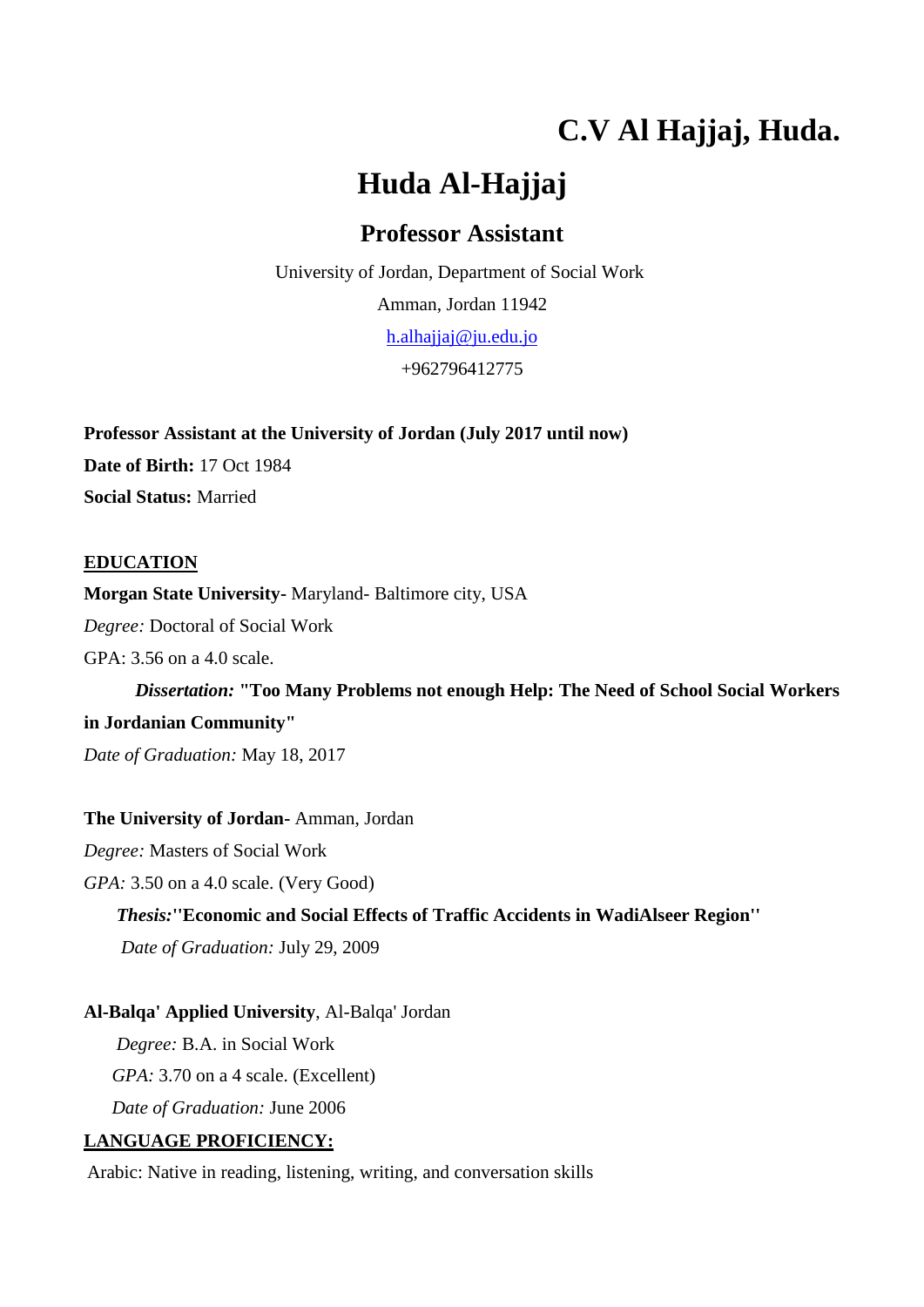# C.V Al Hajjaj, Huda.

# Huda Al-Hajjaj

## Professor Assistant

University of Jordan, Department of Social Work

Amman, Jordan 11942

h.alhajjaj@ju.edu.jo

+962796412775

**Professor Assistant at the University of Jordan (July 2017 until now)**

**Date of Birth:** 17 Oct 1984

**Social Status:** Married

**EDUCATION**

**Morgan State University-** Maryland- Baltimore city, USA

*Degree:* Doctoral of Social Work

GPA: 3.56 on a 4.0 scale.

***Dissertation:*** **"Too Many Problems not enough Help: The Need of School Social Workers in Jordanian Community"**

*Date of Graduation:* May 18, 2017

**The University of Jordan-** Amman, Jordan

*Degree:* Masters of Social Work

*GPA:* 3.50 on a 4.0 scale. (Very Good)

***Thesis:*** **''Economic and Social Effects of Traffic Accidents in WadiAlseer Region''**

*Date of Graduation:* July 29, 2009

**Al-Balqa' Applied University**, Al-Balqa' Jordan

*Degree:* B.A. in Social Work

*GPA:* 3.70 on a 4 scale. (Excellent)

*Date of Graduation:* June 2006

**LANGUAGE PROFICIENCY:**

Arabic: Native in reading, listening, writing, and conversation skills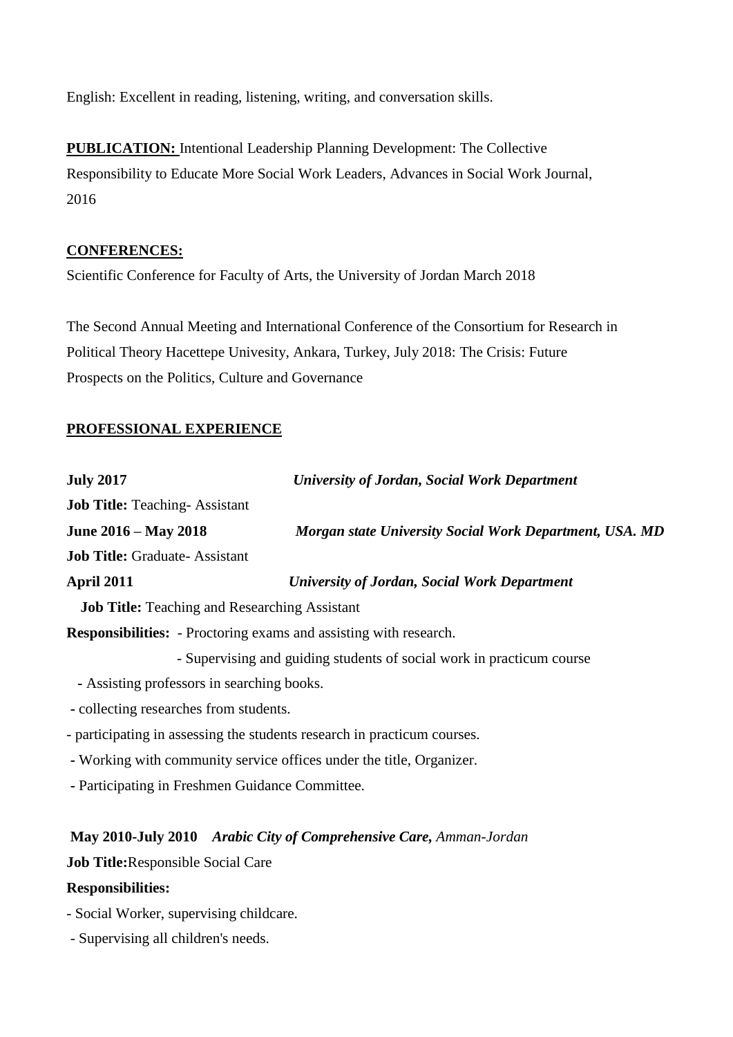English: Excellent in reading, listening, writing, and conversation skills.

**PUBLICATION:** Intentional Leadership Planning Development: The Collective Responsibility to Educate More Social Work Leaders, Advances in Social Work Journal, 2016

## CONFERENCES:

Scientific Conference for Faculty of Arts, the University of Jordan March 2018

The Second Annual Meeting and International Conference of the Consortium for Research in Political Theory Hacettepe Univesity, Ankara, Turkey, July 2018: The Crisis: Future Prospects on the Politics, Culture and Governance

## PROFESSIONAL EXPERIENCE

**July 2017** — ***University of Jordan, Social Work Department***

**Job Title:** Teaching- Assistant

**June 2016 – May 2018** — ***Morgan state University Social Work Department, USA. MD***

**Job Title:** Graduate- Assistant

**April 2011** — ***University of Jordan, Social Work Department***

**Job Title:** Teaching and Researching Assistant

**Responsibilities:**

- Proctoring exams and assisting with research.
- Supervising and guiding students of social work in practicum course
- Assisting professors in searching books.
- collecting researches from students.
- participating in assessing the students research in practicum courses.
- Working with community service offices under the title, Organizer.
- Participating in Freshmen Guidance Committee.

**May 2010-July 2010** ***Arabic City of Comprehensive Care,*** *Amman-Jordan*

**Job Title:** Responsible Social Care

**Responsibilities:**

- Social Worker, supervising childcare.
- Supervising all children's needs.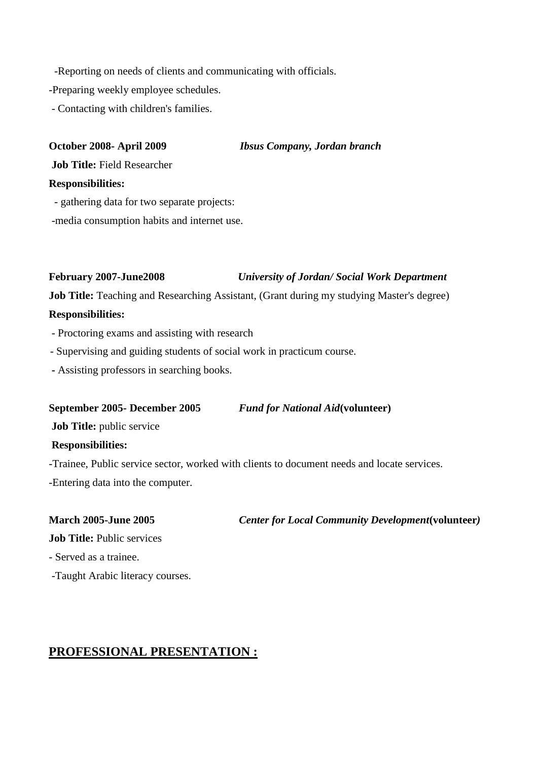-Reporting on needs of clients and communicating with officials.

-Preparing weekly employee schedules.

- Contacting with children's families.

**October 2008- April 2009** ***Ibsus Company, Jordan branch***

**Job Title:** Field Researcher

**Responsibilities:**

- gathering data for two separate projects:

-media consumption habits and internet use.

**February 2007-June2008** ***University of Jordan/ Social Work Department***

**Job Title:** Teaching and Researching Assistant, (Grant during my studying Master's degree)

**Responsibilities:**

- Proctoring exams and assisting with research
- Supervising and guiding students of social work in practicum course.
- Assisting professors in searching books.

**September 2005- December 2005** ***Fund for National Aid*** **(volunteer)**

**Job Title:** public service

**Responsibilities:**

-Trainee, Public service sector, worked with clients to document needs and locate services.

-Entering data into the computer.

**March 2005-June 2005** ***Center for Local Community Development*** **(volunteer)**

**Job Title:** Public services

- Served as a trainee.

-Taught Arabic literacy courses.

## PROFESSIONAL PRESENTATION :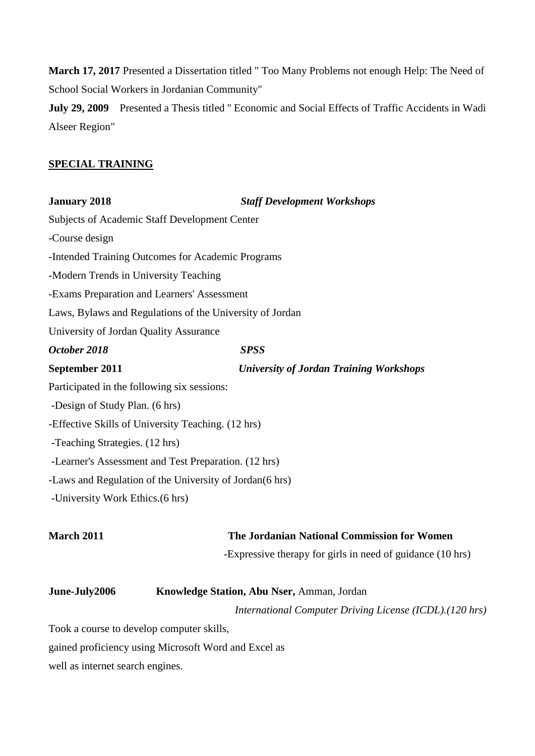**March 17, 2017** Presented a Dissertation titled " Too Many Problems not enough Help: The Need of School Social Workers in Jordanian Community"

**July 29, 2009** Presented a Thesis titled " Economic and Social Effects of Traffic Accidents in Wadi Alseer Region"

## SPECIAL TRAINING

**January 2018** ***Staff Development Workshops***

Subjects of Academic Staff Development Center

-Course design

-Intended Training Outcomes for Academic Programs

-Modern Trends in University Teaching

-Exams Preparation and Learners' Assessment

Laws, Bylaws and Regulations of the University of Jordan

University of Jordan Quality Assurance

***October 2018*** ***SPSS***

**September 2011** ***University of Jordan Training Workshops***

Participated in the following six sessions:

-Design of Study Plan. (6 hrs)

-Effective Skills of University Teaching. (12 hrs)

-Teaching Strategies. (12 hrs)

-Learner's Assessment and Test Preparation. (12 hrs)

-Laws and Regulation of the University of Jordan(6 hrs)

-University Work Ethics.(6 hrs)

**March 2011** **The Jordanian National Commission for Women**

-Expressive therapy for girls in need of guidance (10 hrs)

**June-July2006** **Knowledge Station, Abu Nser,** Amman, Jordan

*International Computer Driving License (ICDL).(120 hrs)*

Took a course to develop computer skills,
gained proficiency using Microsoft Word and Excel as
well as internet search engines.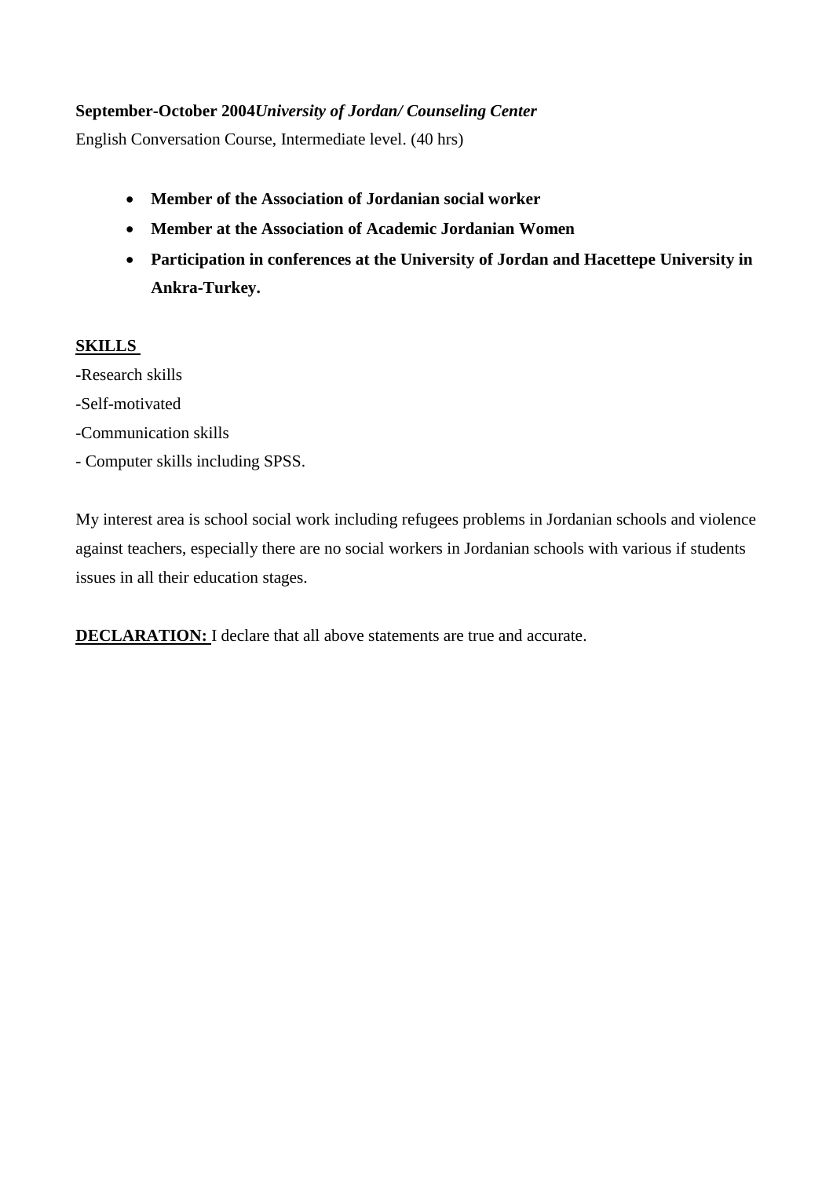**September-October 2004*University of Jordan/ Counseling Center***

English Conversation Course, Intermediate level. (40 hrs)

- **Member of the Association of Jordanian social worker**
- **Member at the Association of Academic Jordanian Women**
- **Participation in conferences at the University of Jordan and Hacettepe University in Ankra-Turkey.**

**SKILLS**

-Research skills

-Self-motivated

-Communication skills

- Computer skills including SPSS.

My interest area is school social work including refugees problems in Jordanian schools and violence against teachers, especially there are no social workers in Jordanian schools with various if students issues in all their education stages.

**DECLARATION:** I declare that all above statements are true and accurate.